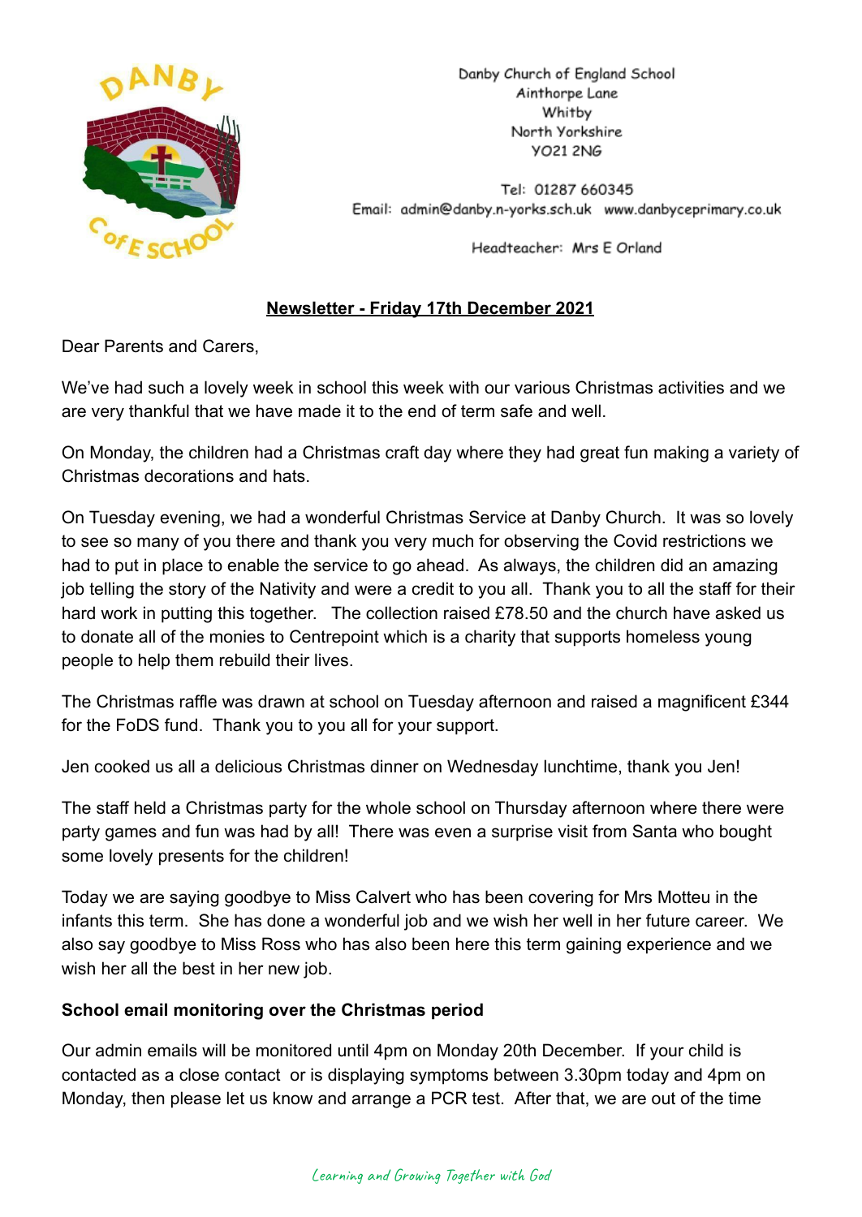Danby Church of England School
Ainthorpe Lane
Whitby
North Yorkshire
YO21 2NG

Tel: 01287 660345
Email: admin@danby.n-yorks.sch.uk www.danbyceprimary.co.uk

Headteacher: Mrs E Orland

## Newsletter - Friday 17th December 2021

Dear Parents and Carers,

We've had such a lovely week in school this week with our various Christmas activities and we are very thankful that we have made it to the end of term safe and well.

On Monday, the children had a Christmas craft day where they had great fun making a variety of Christmas decorations and hats.

On Tuesday evening, we had a wonderful Christmas Service at Danby Church. It was so lovely to see so many of you there and thank you very much for observing the Covid restrictions we had to put in place to enable the service to go ahead. As always, the children did an amazing job telling the story of the Nativity and were a credit to you all. Thank you to all the staff for their hard work in putting this together. The collection raised £78.50 and the church have asked us to donate all of the monies to Centrepoint which is a charity that supports homeless young people to help them rebuild their lives.

The Christmas raffle was drawn at school on Tuesday afternoon and raised a magnificent £344 for the FoDS fund. Thank you to you all for your support.

Jen cooked us all a delicious Christmas dinner on Wednesday lunchtime, thank you Jen!

The staff held a Christmas party for the whole school on Thursday afternoon where there were party games and fun was had by all! There was even a surprise visit from Santa who bought some lovely presents for the children!

Today we are saying goodbye to Miss Calvert who has been covering for Mrs Motteu in the infants this term. She has done a wonderful job and we wish her well in her future career. We also say goodbye to Miss Ross who has also been here this term gaining experience and we wish her all the best in her new job.

**School email monitoring over the Christmas period**

Our admin emails will be monitored until 4pm on Monday 20th December. If your child is contacted as a close contact or is displaying symptoms between 3.30pm today and 4pm on Monday, then please let us know and arrange a PCR test. After that, we are out of the time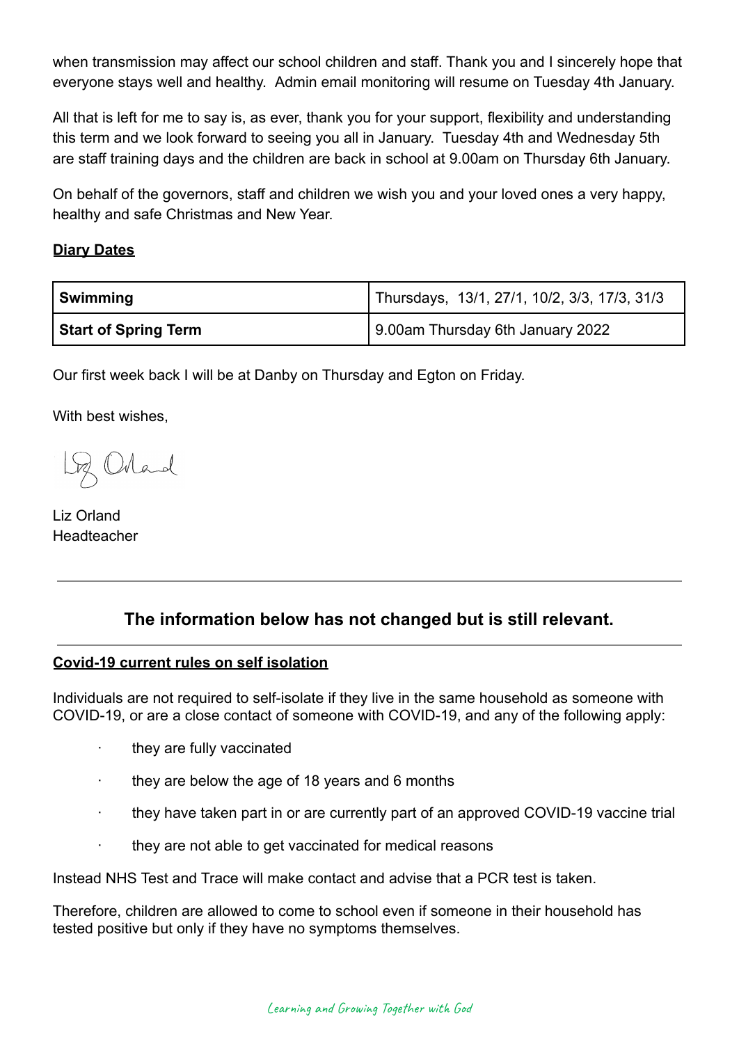when transmission may affect our school children and staff. Thank you and I sincerely hope that everyone stays well and healthy. Admin email monitoring will resume on Tuesday 4th January.

All that is left for me to say is, as ever, thank you for your support, flexibility and understanding this term and we look forward to seeing you all in January. Tuesday 4th and Wednesday 5th are staff training days and the children are back in school at 9.00am on Thursday 6th January.

On behalf of the governors, staff and children we wish you and your loved ones a very happy, healthy and safe Christmas and New Year.

**Diary Dates**

| | |
|---|---|
| **Swimming** | Thursdays, 13/1, 27/1, 10/2, 3/3, 17/3, 31/3 |
| **Start of Spring Term** | 9.00am Thursday 6th January 2022 |

Our first week back I will be at Danby on Thursday and Egton on Friday.

With best wishes,

Liz Orland
Headteacher

---

## The information below has not changed but is still relevant.

---

**Covid-19 current rules on self isolation**

Individuals are not required to self-isolate if they live in the same household as someone with COVID-19, or are a close contact of someone with COVID-19, and any of the following apply:

- they are fully vaccinated
- they are below the age of 18 years and 6 months
- they have taken part in or are currently part of an approved COVID-19 vaccine trial
- they are not able to get vaccinated for medical reasons

Instead NHS Test and Trace will make contact and advise that a PCR test is taken.

Therefore, children are allowed to come to school even if someone in their household has tested positive but only if they have no symptoms themselves.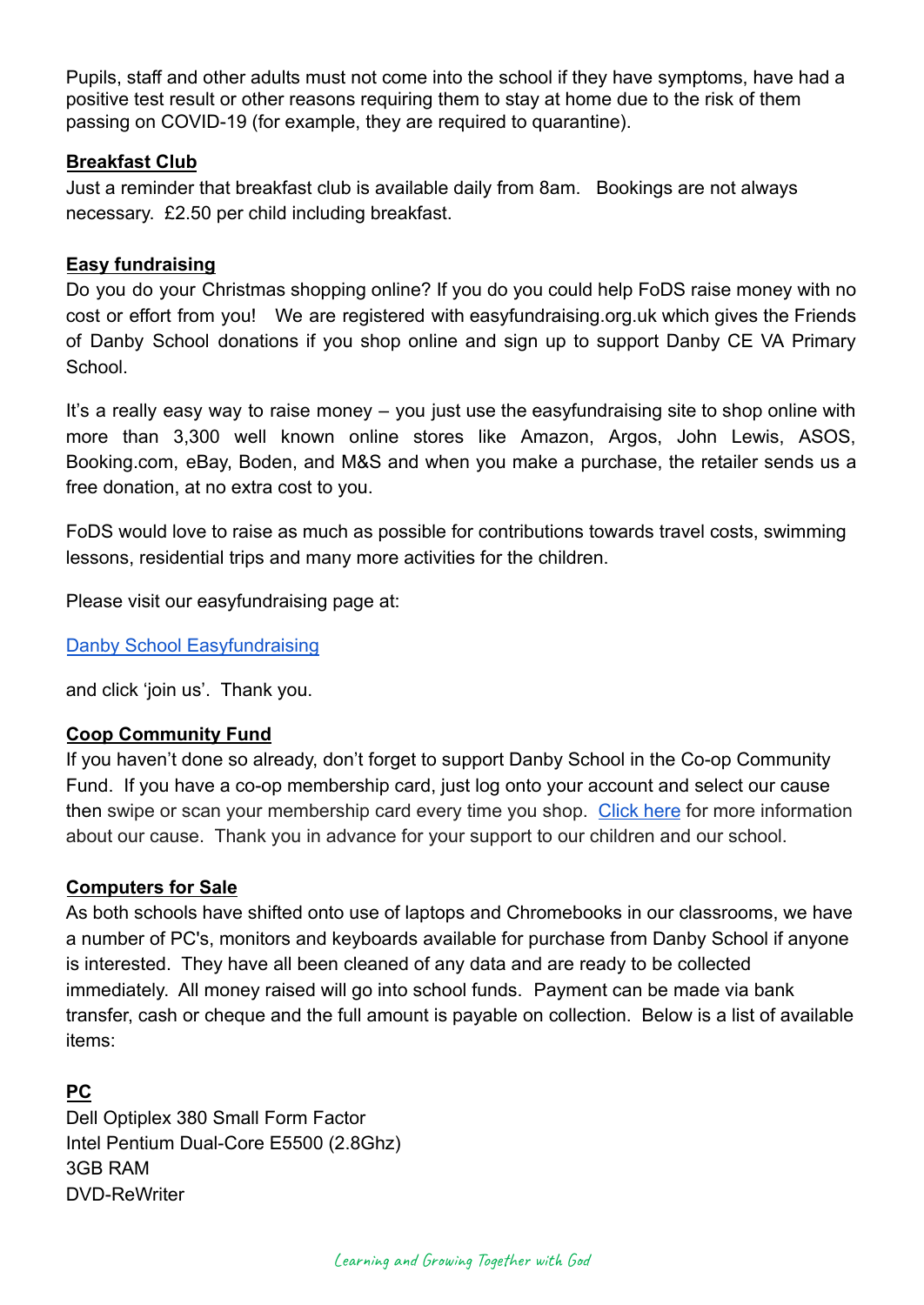Pupils, staff and other adults must not come into the school if they have symptoms, have had a positive test result or other reasons requiring them to stay at home due to the risk of them passing on COVID-19 (for example, they are required to quarantine).

**Breakfast Club**

Just a reminder that breakfast club is available daily from 8am. Bookings are not always necessary. £2.50 per child including breakfast.

**Easy fundraising**

Do you do your Christmas shopping online? If you do you could help FoDS raise money with no cost or effort from you! We are registered with easyfundraising.org.uk which gives the Friends of Danby School donations if you shop online and sign up to support Danby CE VA Primary School.

It's a really easy way to raise money – you just use the easyfundraising site to shop online with more than 3,300 well known online stores like Amazon, Argos, John Lewis, ASOS, Booking.com, eBay, Boden, and M&S and when you make a purchase, the retailer sends us a free donation, at no extra cost to you.

FoDS would love to raise as much as possible for contributions towards travel costs, swimming lessons, residential trips and many more activities for the children.

Please visit our easyfundraising page at:

Danby School Easyfundraising

and click 'join us'. Thank you.

**Coop Community Fund**

If you haven't done so already, don't forget to support Danby School in the Co-op Community Fund. If you have a co-op membership card, just log onto your account and select our cause then swipe or scan your membership card every time you shop. Click here for more information about our cause. Thank you in advance for your support to our children and our school.

**Computers for Sale**

As both schools have shifted onto use of laptops and Chromebooks in our classrooms, we have a number of PC's, monitors and keyboards available for purchase from Danby School if anyone is interested. They have all been cleaned of any data and are ready to be collected immediately. All money raised will go into school funds. Payment can be made via bank transfer, cash or cheque and the full amount is payable on collection. Below is a list of available items:

**PC**

Dell Optiplex 380 Small Form Factor
Intel Pentium Dual-Core E5500 (2.8Ghz)
3GB RAM
DVD-ReWriter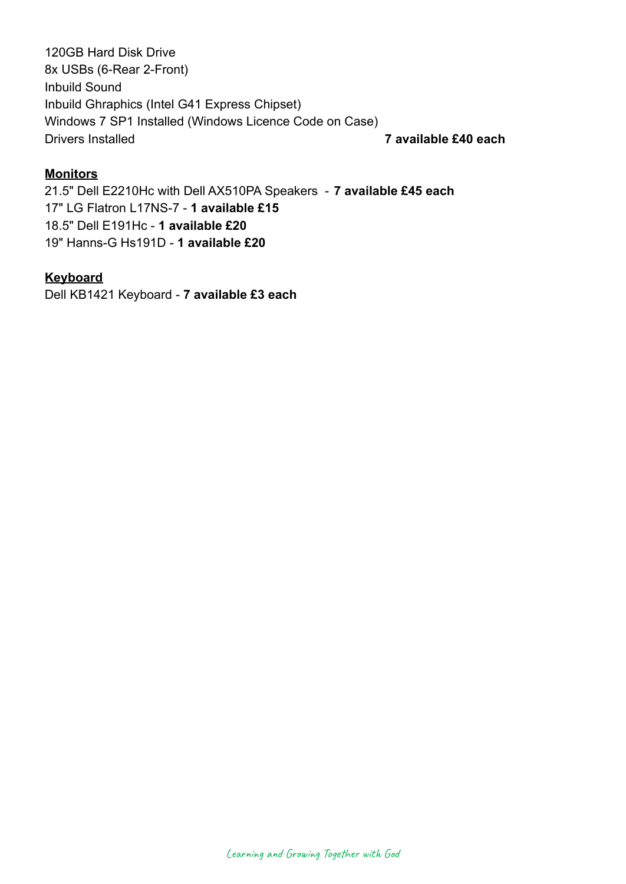120GB Hard Disk Drive
8x USBs (6-Rear 2-Front)
Inbuild Sound
Inbuild Ghraphics (Intel G41 Express Chipset)
Windows 7 SP1 Installed (Windows Licence Code on Case)
Drivers Installed **7 available £40 each**

**Monitors**

21.5" Dell E2210Hc with Dell AX510PA Speakers - **7 available £45 each**
17" LG Flatron L17NS-7 - **1 available £15**
18.5" Dell E191Hc - **1 available £20**
19" Hanns-G Hs191D - **1 available £20**

**Keyboard**

Dell KB1421 Keyboard - **7 available £3 each**